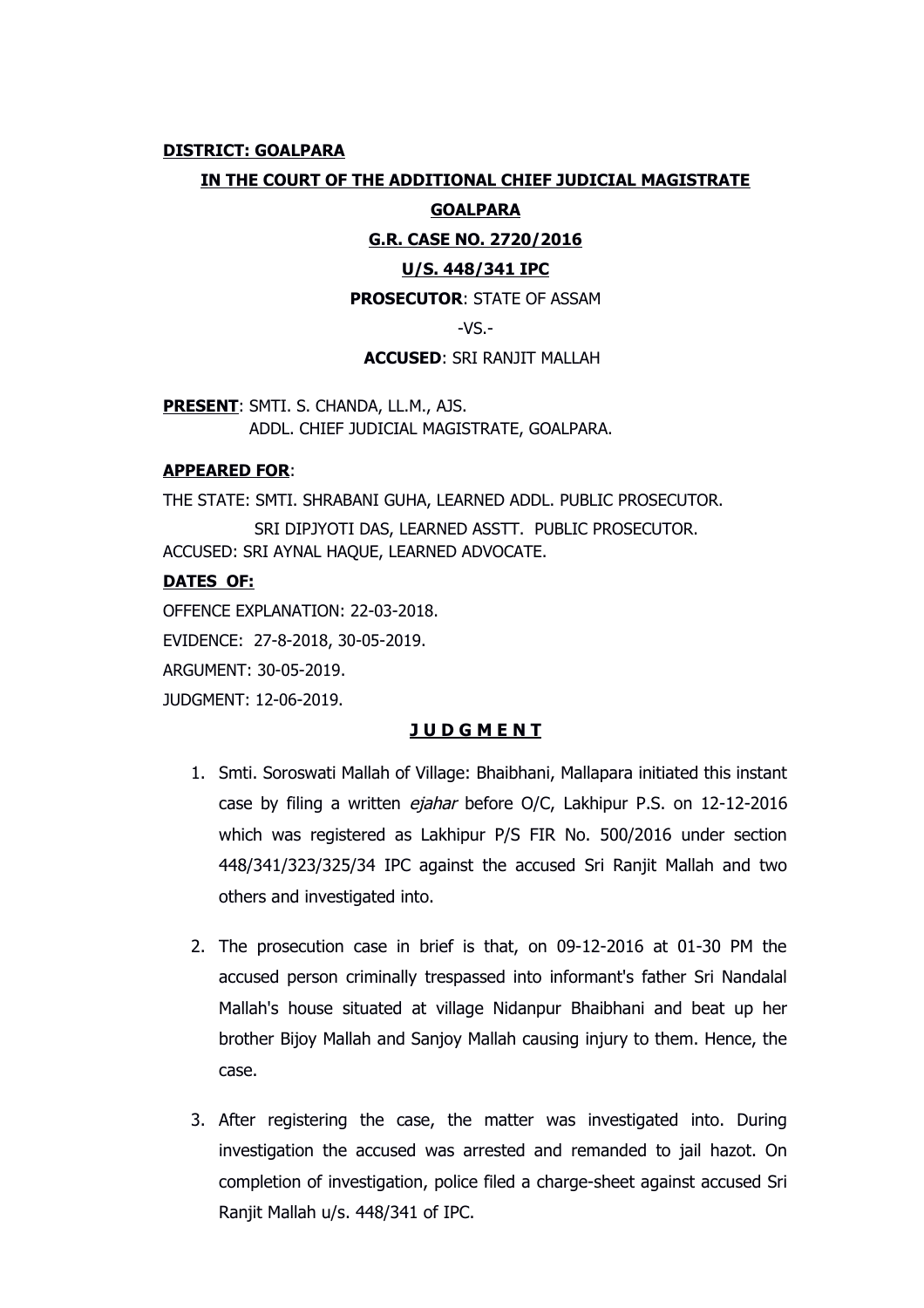**DISTRICT: GOALPARA**

**IN THE COURT OF THE ADDITIONAL CHIEF JUDICIAL MAGISTRATE**

**GOALPARA**

**G.R. CASE NO. 2720/2016**

**U/S. 448/341 IPC**

**PROSECUTOR**: STATE OF ASSAM

-VS.-

**ACCUSED**: SRI RANJIT MALLAH

**PRESENT**: SMTI. S. CHANDA, LL.M., AJS.
ADDL. CHIEF JUDICIAL MAGISTRATE, GOALPARA.

**APPEARED FOR**:

THE STATE: SMTI. SHRABANI GUHA, LEARNED ADDL. PUBLIC PROSECUTOR.
SRI DIPJYOTI DAS, LEARNED ASSTT. PUBLIC PROSECUTOR.
ACCUSED: SRI AYNAL HAQUE, LEARNED ADVOCATE.

**DATES OF:**

OFFENCE EXPLANATION: 22-03-2018.

EVIDENCE: 27-8-2018, 30-05-2019.

ARGUMENT: 30-05-2019.

JUDGMENT: 12-06-2019.

**J U D G M E N T**

1. Smti. Soroswati Mallah of Village: Bhaibhani, Mallapara initiated this instant case by filing a written *ejahar* before O/C, Lakhipur P.S. on 12-12-2016 which was registered as Lakhipur P/S FIR No. 500/2016 under section 448/341/323/325/34 IPC against the accused Sri Ranjit Mallah and two others and investigated into.

2. The prosecution case in brief is that, on 09-12-2016 at 01-30 PM the accused person criminally trespassed into informant's father Sri Nandalal Mallah's house situated at village Nidanpur Bhaibhani and beat up her brother Bijoy Mallah and Sanjoy Mallah causing injury to them. Hence, the case.

3. After registering the case, the matter was investigated into. During investigation the accused was arrested and remanded to jail hazot. On completion of investigation, police filed a charge-sheet against accused Sri Ranjit Mallah u/s. 448/341 of IPC.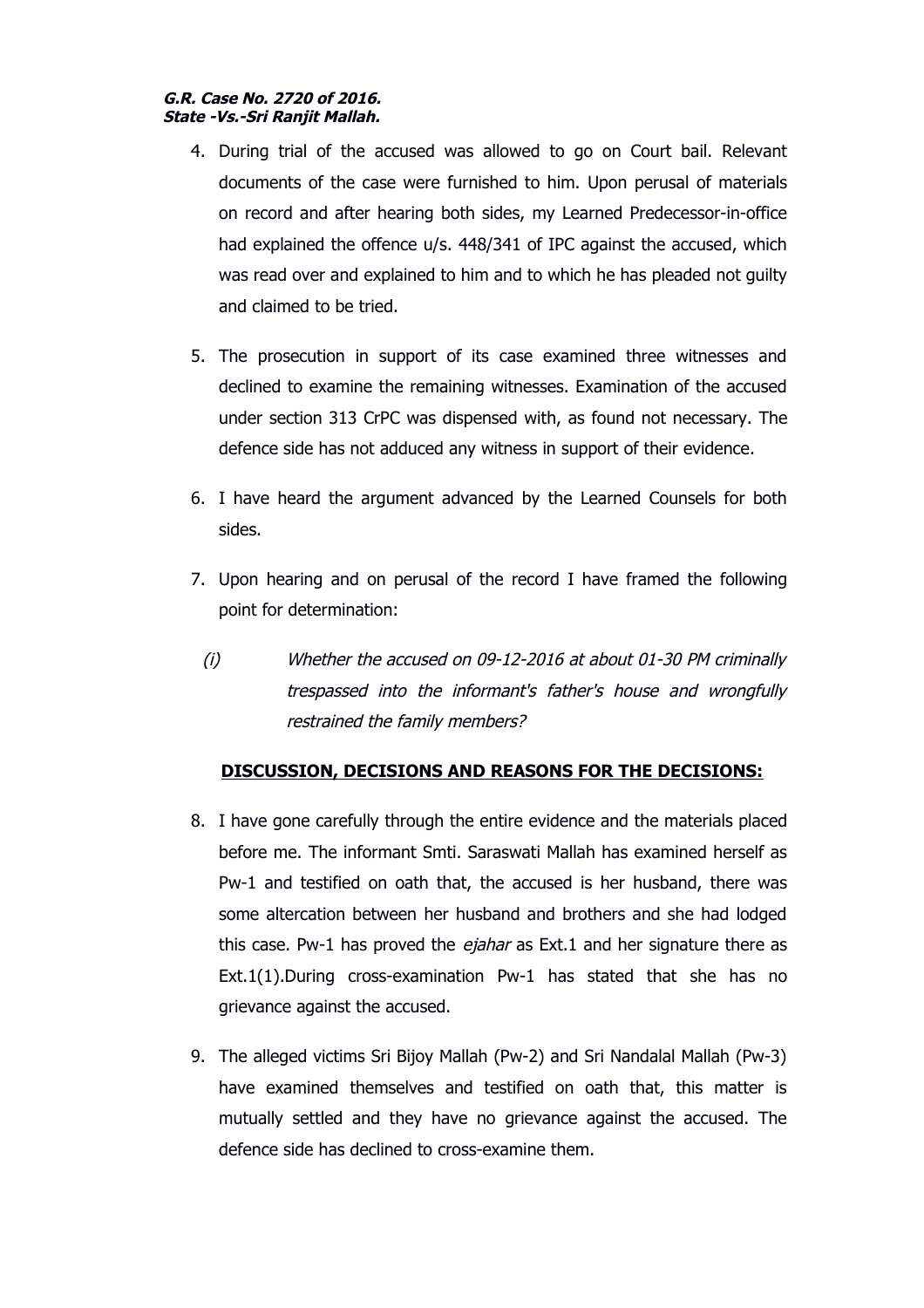4. During trial of the accused was allowed to go on Court bail. Relevant documents of the case were furnished to him. Upon perusal of materials on record and after hearing both sides, my Learned Predecessor-in-office had explained the offence u/s. 448/341 of IPC against the accused, which was read over and explained to him and to which he has pleaded not guilty and claimed to be tried.

5. The prosecution in support of its case examined three witnesses and declined to examine the remaining witnesses. Examination of the accused under section 313 CrPC was dispensed with, as found not necessary. The defence side has not adduced any witness in support of their evidence.

6. I have heard the argument advanced by the Learned Counsels for both sides.

7. Upon hearing and on perusal of the record I have framed the following point for determination:

   (i) *Whether the accused on 09-12-2016 at about 01-30 PM criminally trespassed into the informant's father's house and wrongfully restrained the family members?*

**DISCUSSION, DECISIONS AND REASONS FOR THE DECISIONS:**

8. I have gone carefully through the entire evidence and the materials placed before me. The informant Smti. Saraswati Mallah has examined herself as Pw-1 and testified on oath that, the accused is her husband, there was some altercation between her husband and brothers and she had lodged this case. Pw-1 has proved the *ejahar* as Ext.1 and her signature there as Ext.1(1).During cross-examination Pw-1 has stated that she has no grievance against the accused.

9. The alleged victims Sri Bijoy Mallah (Pw-2) and Sri Nandalal Mallah (Pw-3) have examined themselves and testified on oath that, this matter is mutually settled and they have no grievance against the accused. The defence side has declined to cross-examine them.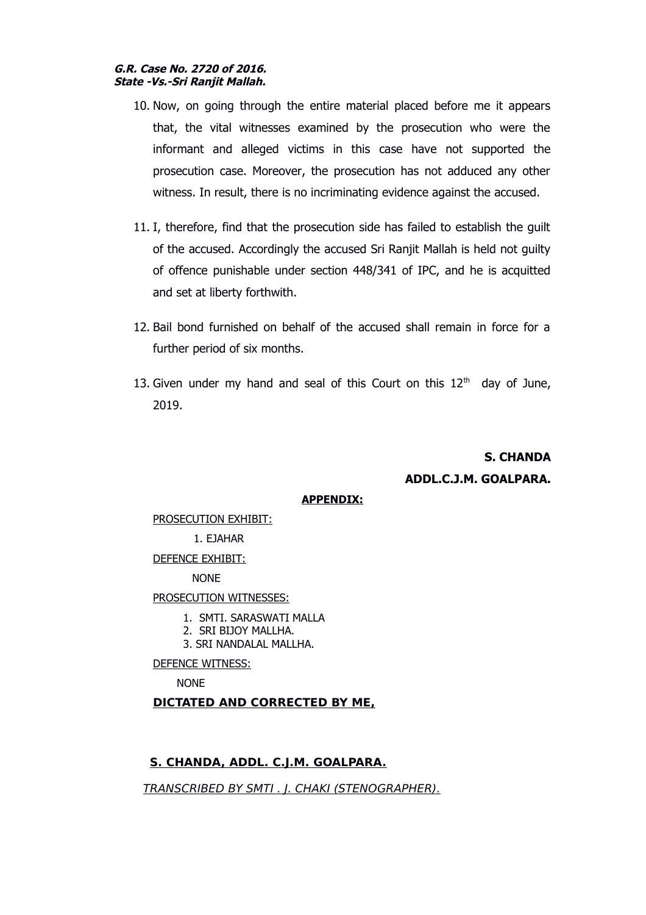10. Now, on going through the entire material placed before me it appears that, the vital witnesses examined by the prosecution who were the informant and alleged victims in this case have not supported the prosecution case. Moreover, the prosecution has not adduced any other witness. In result, there is no incriminating evidence against the accused.

11. I, therefore, find that the prosecution side has failed to establish the guilt of the accused. Accordingly the accused Sri Ranjit Mallah is held not guilty of offence punishable under section 448/341 of IPC, and he is acquitted and set at liberty forthwith.

12. Bail bond furnished on behalf of the accused shall remain in force for a further period of six months.

13. Given under my hand and seal of this Court on this 12th day of June, 2019.

**S. CHANDA**

**ADDL.C.J.M. GOALPARA.**

**APPENDIX:**

PROSECUTION EXHIBIT:

1. EJAHAR

DEFENCE EXHIBIT:

NONE

PROSECUTION WITNESSES:

1. SMTI. SARASWATI MALLA
2. SRI BIJOY MALLHA.
3. SRI NANDALAL MALLHA.

DEFENCE WITNESS:

NONE

**DICTATED AND CORRECTED BY ME,**

**S. CHANDA, ADDL. C.J.M. GOALPARA.**

*TRANSCRIBED BY SMTI . J. CHAKI (STENOGRAPHER).*